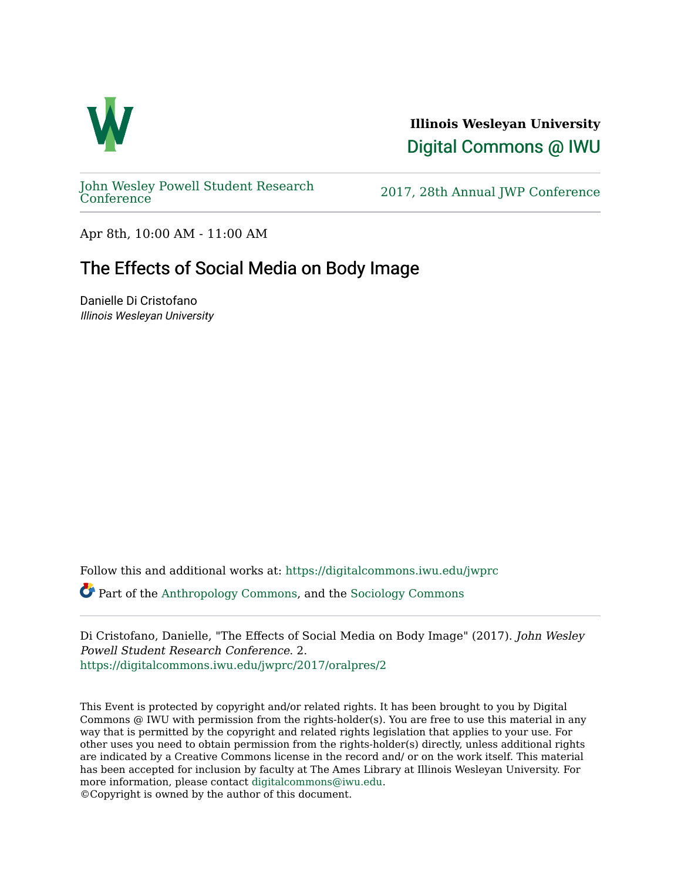**Illinois Wesleyan University**

Digital Commons @ IWU

John Wesley Powell Student Research Conference

2017, 28th Annual JWP Conference

Apr 8th, 10:00 AM - 11:00 AM

# The Effects of Social Media on Body Image

Danielle Di Cristofano
*Illinois Wesleyan University*

Follow this and additional works at: https://digitalcommons.iwu.edu/jwprc

Part of the Anthropology Commons, and the Sociology Commons

Di Cristofano, Danielle, "The Effects of Social Media on Body Image" (2017). *John Wesley Powell Student Research Conference*. 2.
https://digitalcommons.iwu.edu/jwprc/2017/oralpres/2

This Event is protected by copyright and/or related rights. It has been brought to you by Digital Commons @ IWU with permission from the rights-holder(s). You are free to use this material in any way that is permitted by the copyright and related rights legislation that applies to your use. For other uses you need to obtain permission from the rights-holder(s) directly, unless additional rights are indicated by a Creative Commons license in the record and/ or on the work itself. This material has been accepted for inclusion by faculty at The Ames Library at Illinois Wesleyan University. For more information, please contact digitalcommons@iwu.edu.
©Copyright is owned by the author of this document.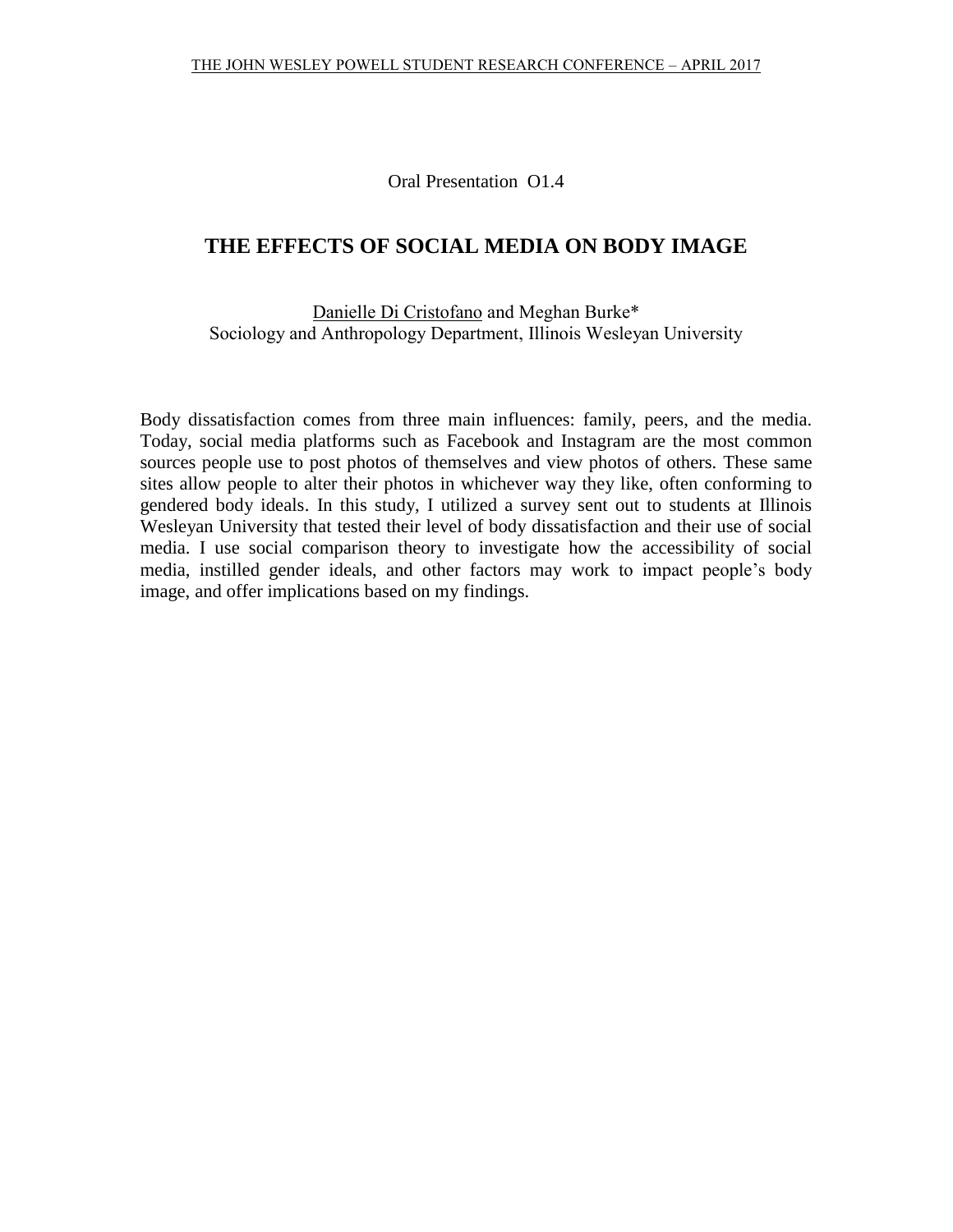Oral Presentation O1.4

# THE EFFECTS OF SOCIAL MEDIA ON BODY IMAGE

Danielle Di Cristofano and Meghan Burke*
Sociology and Anthropology Department, Illinois Wesleyan University

Body dissatisfaction comes from three main influences: family, peers, and the media. Today, social media platforms such as Facebook and Instagram are the most common sources people use to post photos of themselves and view photos of others. These same sites allow people to alter their photos in whichever way they like, often conforming to gendered body ideals. In this study, I utilized a survey sent out to students at Illinois Wesleyan University that tested their level of body dissatisfaction and their use of social media. I use social comparison theory to investigate how the accessibility of social media, instilled gender ideals, and other factors may work to impact people's body image, and offer implications based on my findings.